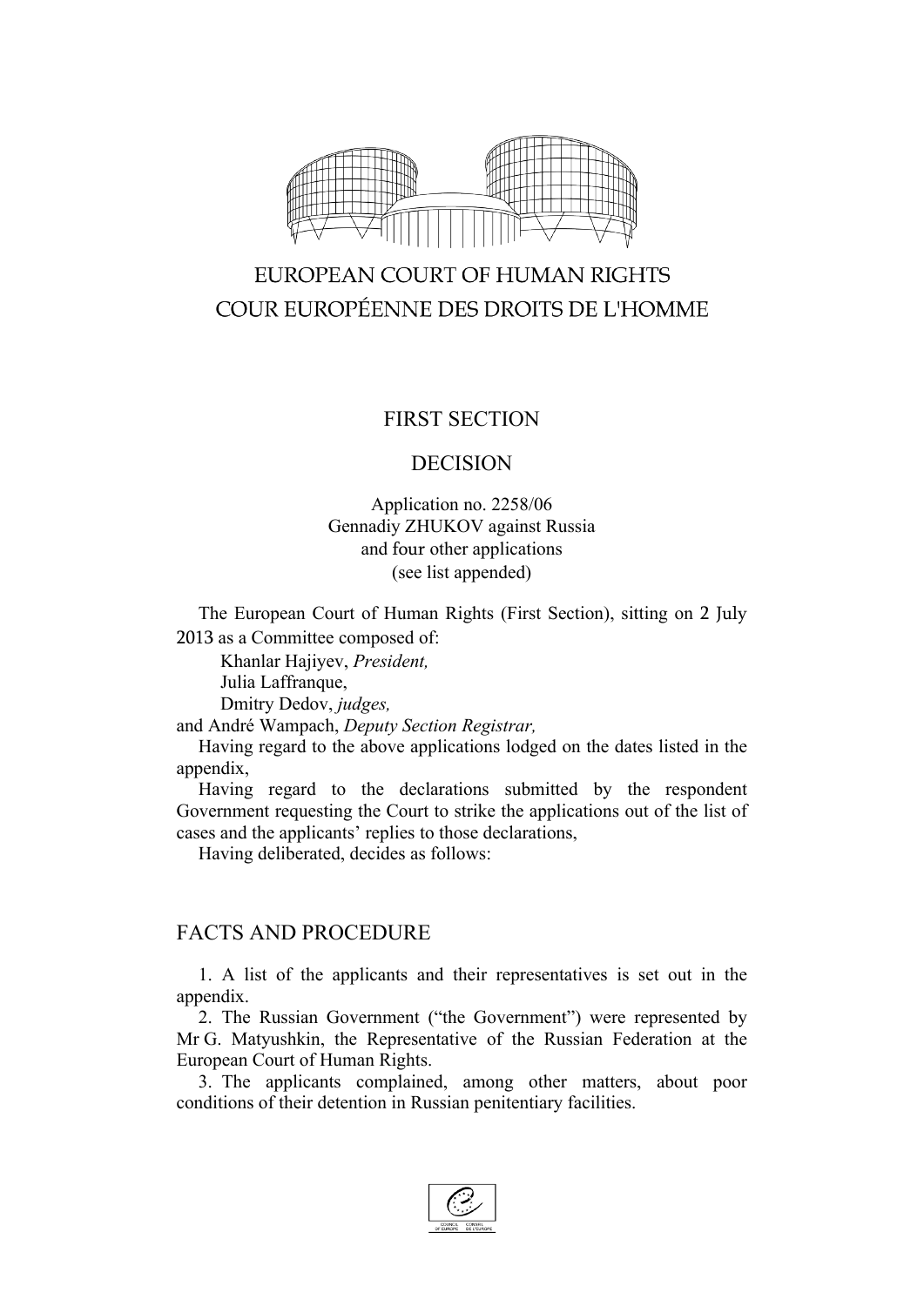EUROPEAN COURT OF HUMAN RIGHTS
COUR EUROPÉENNE DES DROITS DE L'HOMME

FIRST SECTION

DECISION

Application no. 2258/06
Gennadiy ZHUKOV against Russia
and four other applications
(see list appended)

The European Court of Human Rights (First Section), sitting on 2 July 2013 as a Committee composed of:

Khanlar Hajiyev, *President,*
Julia Laffranque,
Dmitry Dedov, *judges,*
and André Wampach, *Deputy Section Registrar,*

Having regard to the above applications lodged on the dates listed in the appendix,

Having regard to the declarations submitted by the respondent Government requesting the Court to strike the applications out of the list of cases and the applicants' replies to those declarations,

Having deliberated, decides as follows:

## FACTS AND PROCEDURE

1. A list of the applicants and their representatives is set out in the appendix.

2. The Russian Government ("the Government") were represented by Mr G. Matyushkin, the Representative of the Russian Federation at the European Court of Human Rights.

3. The applicants complained, among other matters, about poor conditions of their detention in Russian penitentiary facilities.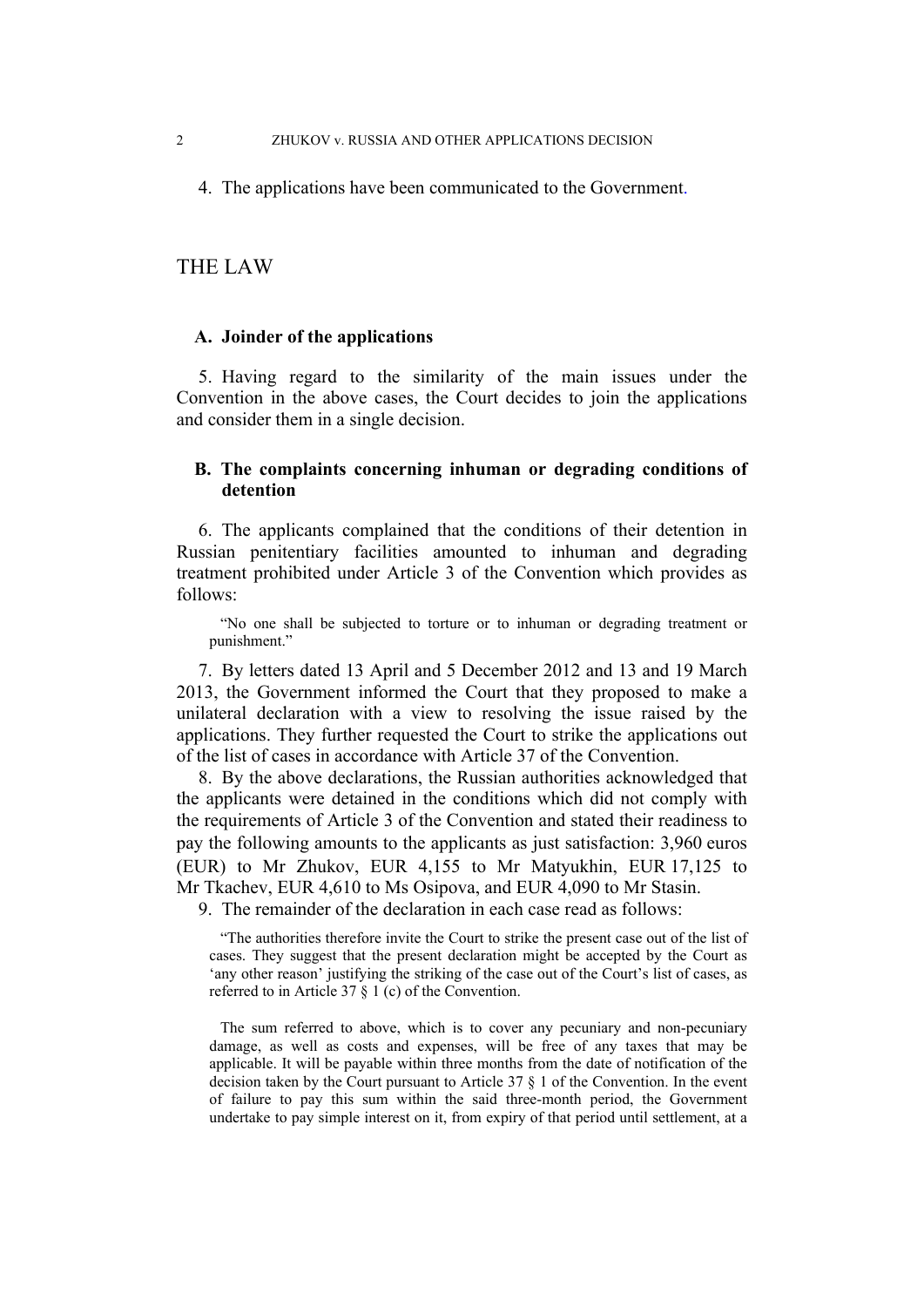4. The applications have been communicated to the Government.

# THE LAW

## A. Joinder of the applications

5. Having regard to the similarity of the main issues under the Convention in the above cases, the Court decides to join the applications and consider them in a single decision.

## B. The complaints concerning inhuman or degrading conditions of detention

6. The applicants complained that the conditions of their detention in Russian penitentiary facilities amounted to inhuman and degrading treatment prohibited under Article 3 of the Convention which provides as follows:

> "No one shall be subjected to torture or to inhuman or degrading treatment or punishment."

7. By letters dated 13 April and 5 December 2012 and 13 and 19 March 2013, the Government informed the Court that they proposed to make a unilateral declaration with a view to resolving the issue raised by the applications. They further requested the Court to strike the applications out of the list of cases in accordance with Article 37 of the Convention.

8. By the above declarations, the Russian authorities acknowledged that the applicants were detained in the conditions which did not comply with the requirements of Article 3 of the Convention and stated their readiness to pay the following amounts to the applicants as just satisfaction: 3,960 euros (EUR) to Mr Zhukov, EUR 4,155 to Mr Matyukhin, EUR 17,125 to Mr Tkachev, EUR 4,610 to Ms Osipova, and EUR 4,090 to Mr Stasin.

9. The remainder of the declaration in each case read as follows:

> "The authorities therefore invite the Court to strike the present case out of the list of cases. They suggest that the present declaration might be accepted by the Court as 'any other reason' justifying the striking of the case out of the Court's list of cases, as referred to in Article 37 § 1 (c) of the Convention.
>
> The sum referred to above, which is to cover any pecuniary and non-pecuniary damage, as well as costs and expenses, will be free of any taxes that may be applicable. It will be payable within three months from the date of notification of the decision taken by the Court pursuant to Article 37 § 1 of the Convention. In the event of failure to pay this sum within the said three-month period, the Government undertake to pay simple interest on it, from expiry of that period until settlement, at a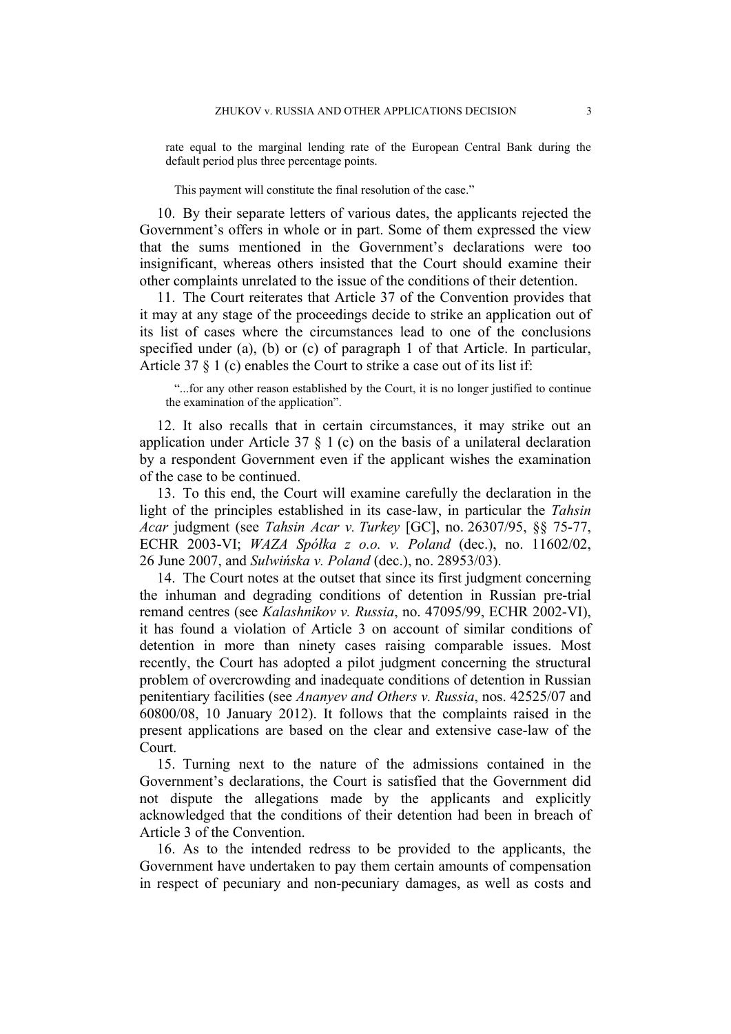> rate equal to the marginal lending rate of the European Central Bank during the default period plus three percentage points.
>
> This payment will constitute the final resolution of the case."

10. By their separate letters of various dates, the applicants rejected the Government's offers in whole or in part. Some of them expressed the view that the sums mentioned in the Government's declarations were too insignificant, whereas others insisted that the Court should examine their other complaints unrelated to the issue of the conditions of their detention.

11. The Court reiterates that Article 37 of the Convention provides that it may at any stage of the proceedings decide to strike an application out of its list of cases where the circumstances lead to one of the conclusions specified under (a), (b) or (c) of paragraph 1 of that Article. In particular, Article 37 § 1 (c) enables the Court to strike a case out of its list if:

> "...for any other reason established by the Court, it is no longer justified to continue the examination of the application".

12. It also recalls that in certain circumstances, it may strike out an application under Article 37 § 1 (c) on the basis of a unilateral declaration by a respondent Government even if the applicant wishes the examination of the case to be continued.

13. To this end, the Court will examine carefully the declaration in the light of the principles established in its case-law, in particular the *Tahsin Acar* judgment (see *Tahsin Acar v. Turkey* [GC], no. 26307/95, §§ 75-77, ECHR 2003-VI; *WAZA Spółka z o.o. v. Poland* (dec.), no. 11602/02, 26 June 2007, and *Sulwińska v. Poland* (dec.), no. 28953/03).

14. The Court notes at the outset that since its first judgment concerning the inhuman and degrading conditions of detention in Russian pre-trial remand centres (see *Kalashnikov v. Russia*, no. 47095/99, ECHR 2002-VI), it has found a violation of Article 3 on account of similar conditions of detention in more than ninety cases raising comparable issues. Most recently, the Court has adopted a pilot judgment concerning the structural problem of overcrowding and inadequate conditions of detention in Russian penitentiary facilities (see *Ananyev and Others v. Russia*, nos. 42525/07 and 60800/08, 10 January 2012). It follows that the complaints raised in the present applications are based on the clear and extensive case-law of the Court.

15. Turning next to the nature of the admissions contained in the Government's declarations, the Court is satisfied that the Government did not dispute the allegations made by the applicants and explicitly acknowledged that the conditions of their detention had been in breach of Article 3 of the Convention.

16. As to the intended redress to be provided to the applicants, the Government have undertaken to pay them certain amounts of compensation in respect of pecuniary and non-pecuniary damages, as well as costs and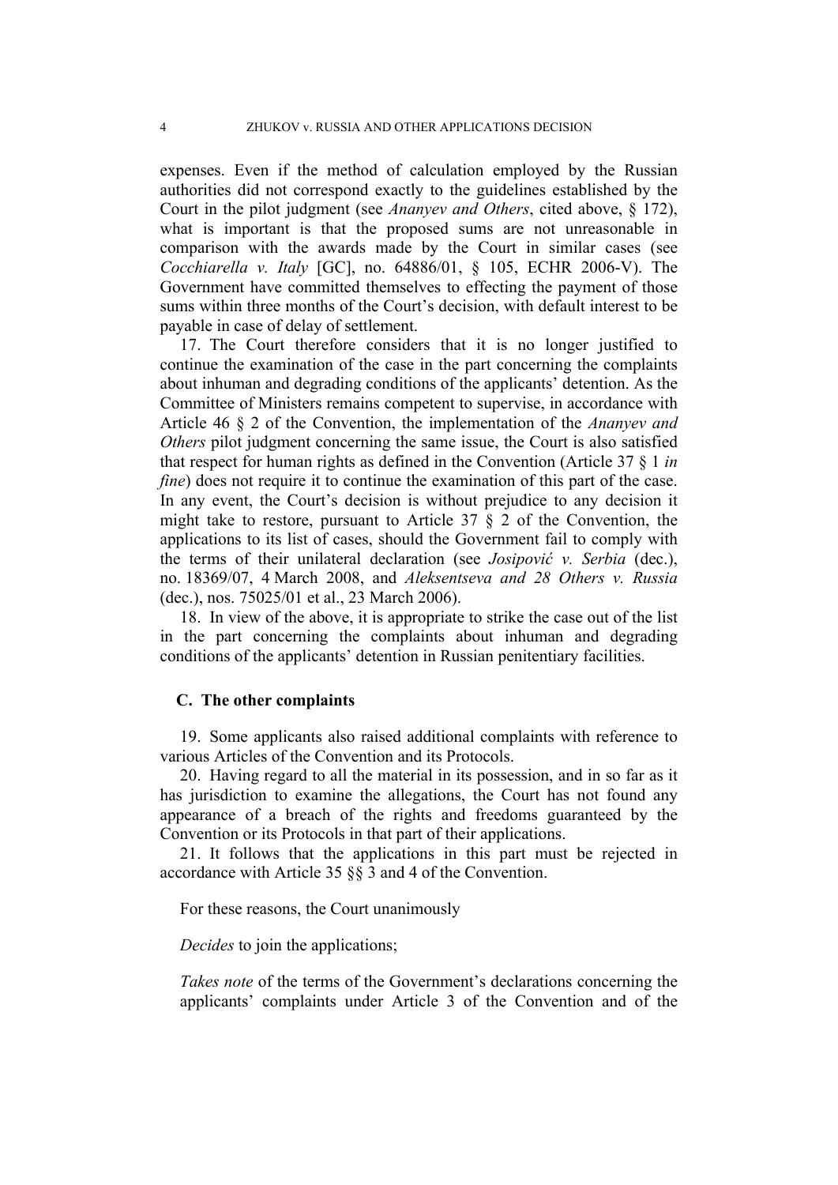expenses. Even if the method of calculation employed by the Russian authorities did not correspond exactly to the guidelines established by the Court in the pilot judgment (see *Ananyev and Others*, cited above, § 172), what is important is that the proposed sums are not unreasonable in comparison with the awards made by the Court in similar cases (see *Cocchiarella v. Italy* [GC], no. 64886/01, § 105, ECHR 2006-V). The Government have committed themselves to effecting the payment of those sums within three months of the Court's decision, with default interest to be payable in case of delay of settlement.

17. The Court therefore considers that it is no longer justified to continue the examination of the case in the part concerning the complaints about inhuman and degrading conditions of the applicants' detention. As the Committee of Ministers remains competent to supervise, in accordance with Article 46 § 2 of the Convention, the implementation of the *Ananyev and Others* pilot judgment concerning the same issue, the Court is also satisfied that respect for human rights as defined in the Convention (Article 37 § 1 *in fine*) does not require it to continue the examination of this part of the case. In any event, the Court's decision is without prejudice to any decision it might take to restore, pursuant to Article 37 § 2 of the Convention, the applications to its list of cases, should the Government fail to comply with the terms of their unilateral declaration (see *Josipović v. Serbia* (dec.), no. 18369/07, 4 March 2008, and *Aleksentseva and 28 Others v. Russia* (dec.), nos. 75025/01 et al., 23 March 2006).

18. In view of the above, it is appropriate to strike the case out of the list in the part concerning the complaints about inhuman and degrading conditions of the applicants' detention in Russian penitentiary facilities.

### C. The other complaints

19. Some applicants also raised additional complaints with reference to various Articles of the Convention and its Protocols.

20. Having regard to all the material in its possession, and in so far as it has jurisdiction to examine the allegations, the Court has not found any appearance of a breach of the rights and freedoms guaranteed by the Convention or its Protocols in that part of their applications.

21. It follows that the applications in this part must be rejected in accordance with Article 35 §§ 3 and 4 of the Convention.

For these reasons, the Court unanimously

*Decides* to join the applications;

*Takes note* of the terms of the Government's declarations concerning the applicants' complaints under Article 3 of the Convention and of the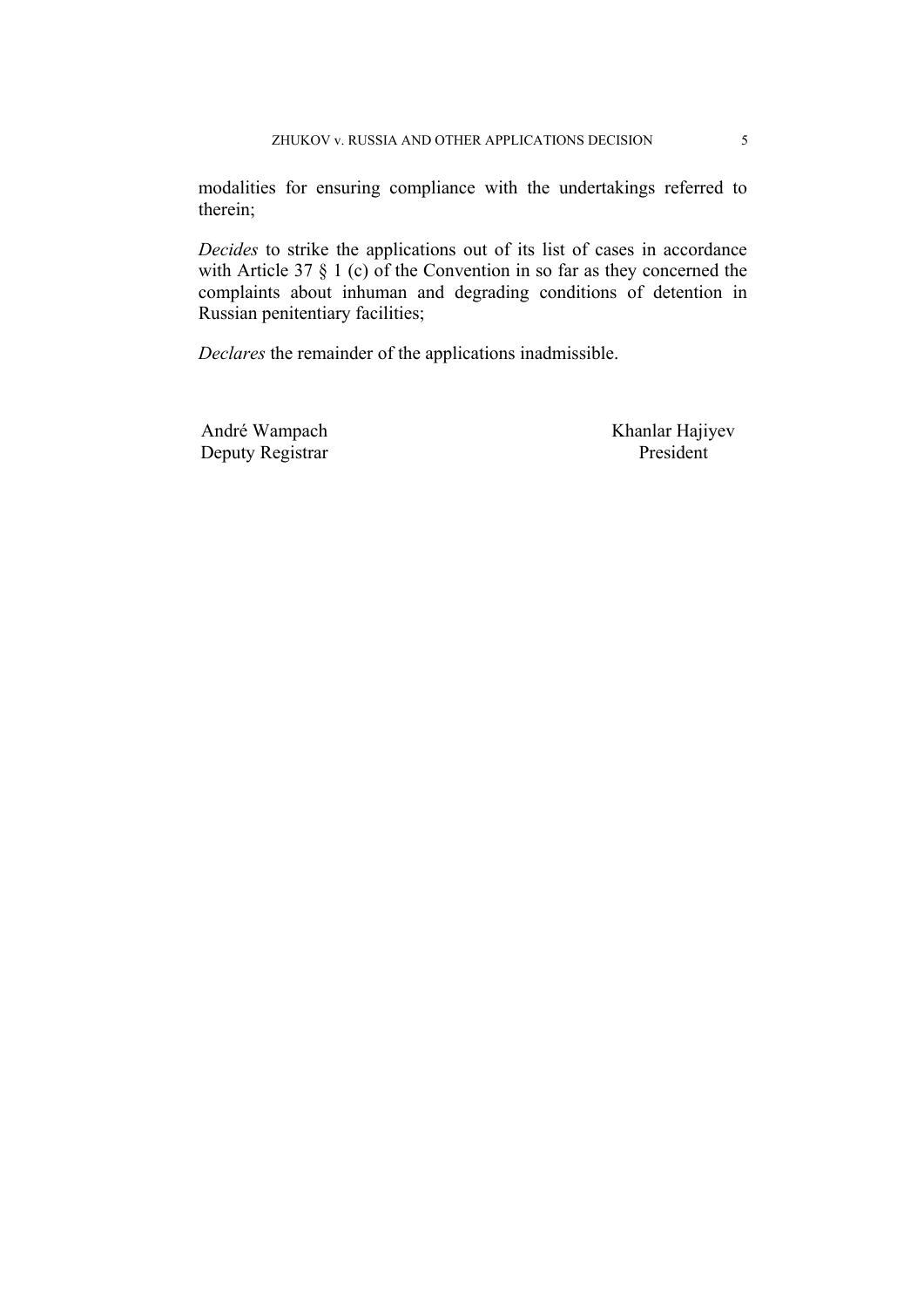modalities for ensuring compliance with the undertakings referred to therein;

*Decides* to strike the applications out of its list of cases in accordance with Article 37 § 1 (c) of the Convention in so far as they concerned the complaints about inhuman and degrading conditions of detention in Russian penitentiary facilities;

*Declares* the remainder of the applications inadmissible.

| André Wampach | Khanlar Hajiyev |
|---|---|
| Deputy Registrar | President |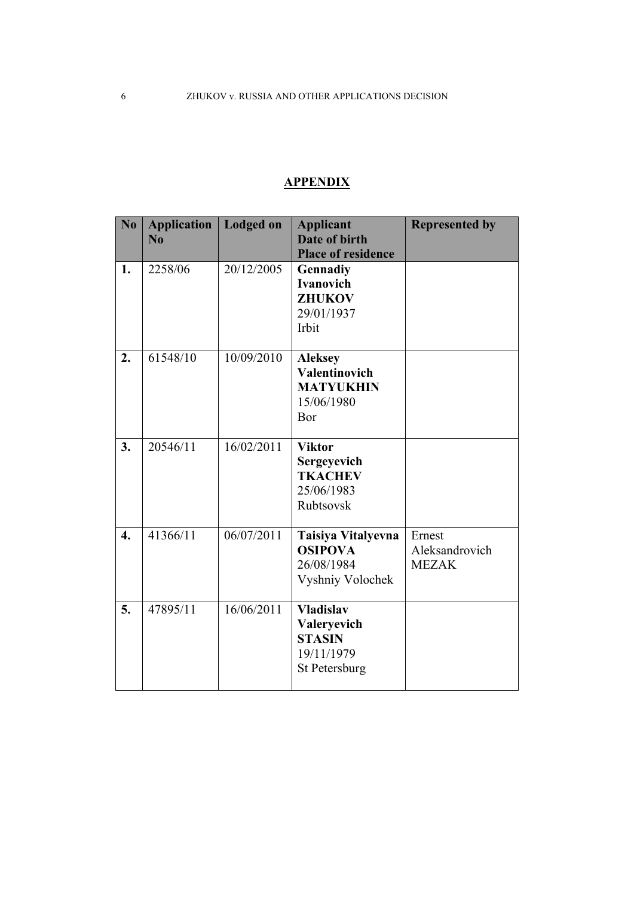## APPENDIX

| No | Application No | Lodged on | Applicant Date of birth Place of residence | Represented by |
|---|---|---|---|---|
| 1. | 2258/06 | 20/12/2005 | **Gennadiy Ivanovich ZHUKOV** 29/01/1937 Irbit | |
| 2. | 61548/10 | 10/09/2010 | **Aleksey Valentinovich MATYUKHIN** 15/06/1980 Bor | |
| 3. | 20546/11 | 16/02/2011 | **Viktor Sergeyevich TKACHEV** 25/06/1983 Rubtsovsk | |
| 4. | 41366/11 | 06/07/2011 | **Taisiya Vitalyevna OSIPOVA** 26/08/1984 Vyshniy Volochek | Ernest Aleksandrovich MEZAK |
| 5. | 47895/11 | 16/06/2011 | **Vladislav Valeryevich STASIN** 19/11/1979 St Petersburg | |